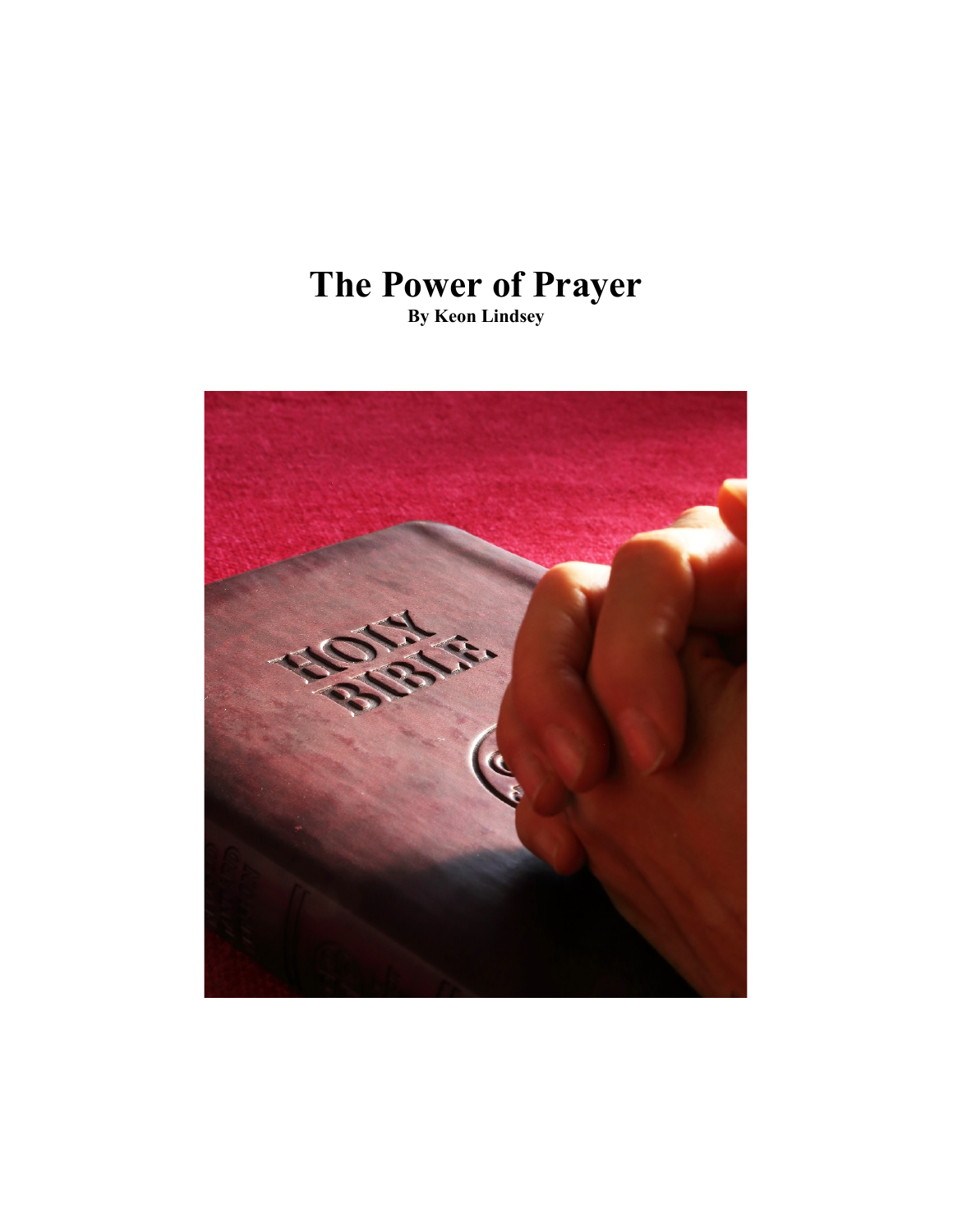# The Power of Prayer

**By Keon Lindsey**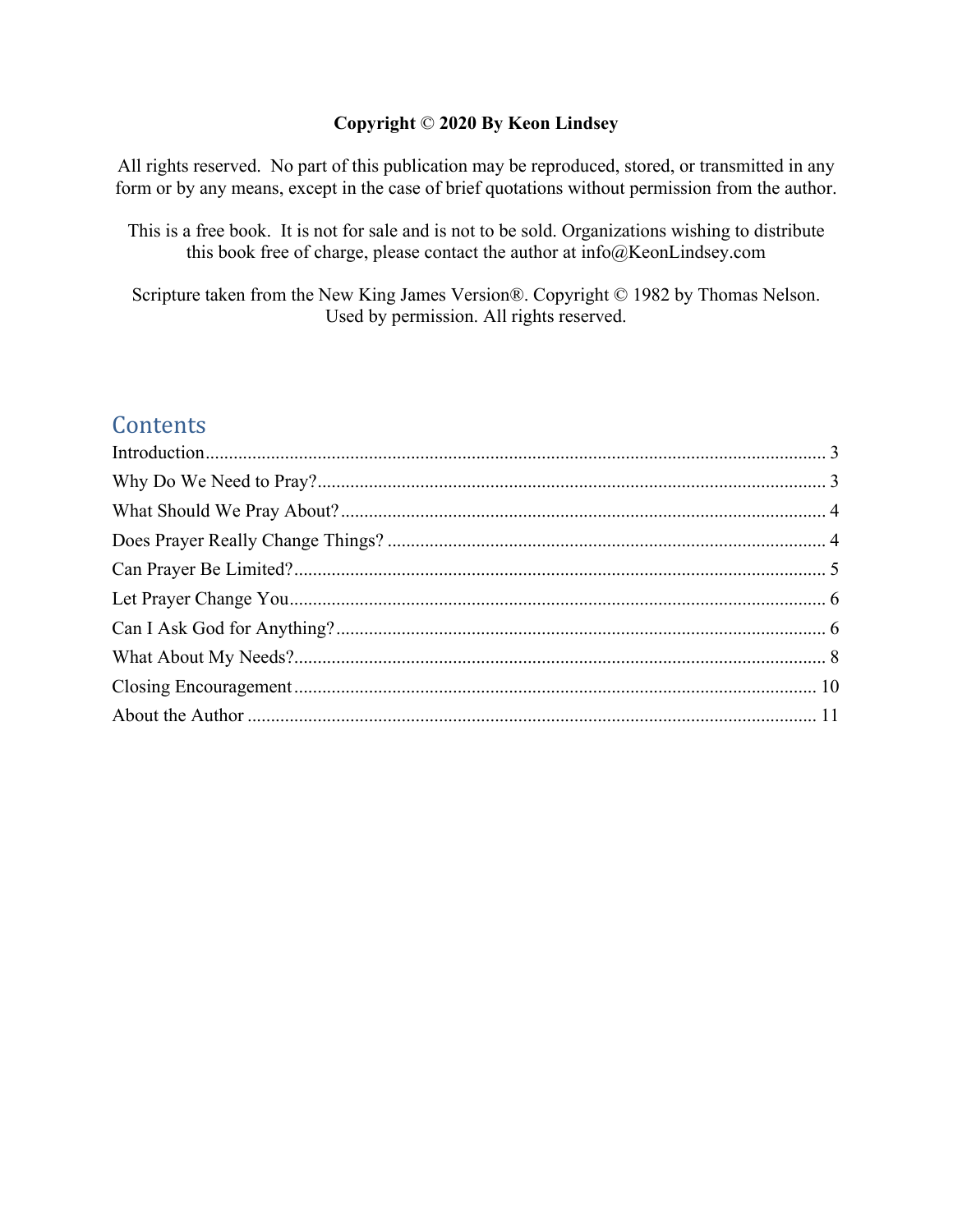**Copyright © 2020 By Keon Lindsey**

All rights reserved. No part of this publication may be reproduced, stored, or transmitted in any form or by any means, except in the case of brief quotations without permission from the author.

This is a free book. It is not for sale and is not to be sold. Organizations wishing to distribute this book free of charge, please contact the author at info@KeonLindsey.com

Scripture taken from the New King James Version®. Copyright © 1982 by Thomas Nelson. Used by permission. All rights reserved.

## Contents

Introduction .......... 3
Why Do We Need to Pray? .......... 3
What Should We Pray About? .......... 4
Does Prayer Really Change Things? .......... 4
Can Prayer Be Limited? .......... 5
Let Prayer Change You .......... 6
Can I Ask God for Anything? .......... 6
What About My Needs? .......... 8
Closing Encouragement .......... 10
About the Author .......... 11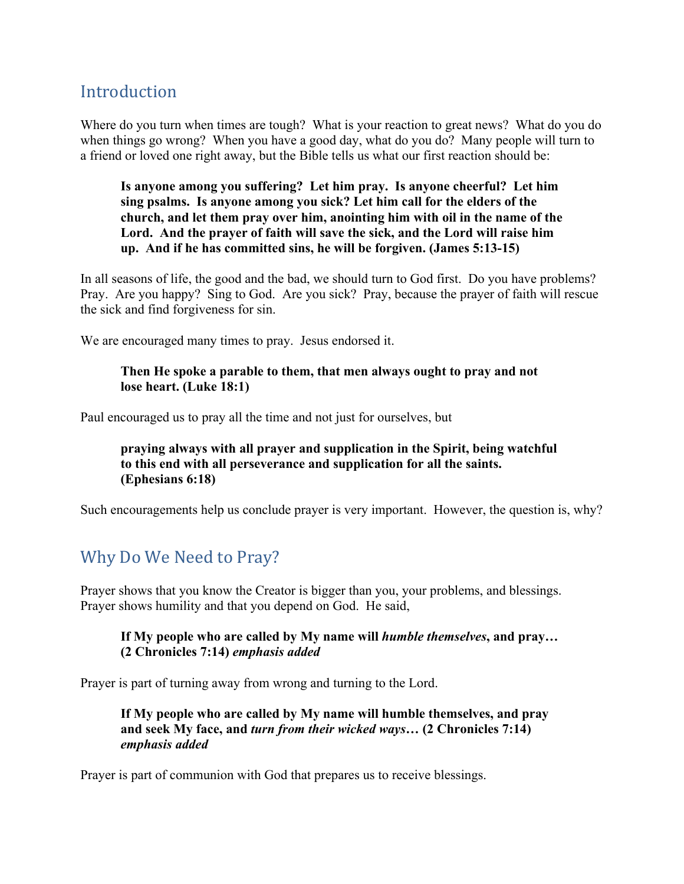## Introduction

Where do you turn when times are tough? What is your reaction to great news? What do you do when things go wrong? When you have a good day, what do you do? Many people will turn to a friend or loved one right away, but the Bible tells us what our first reaction should be:

> **Is anyone among you suffering? Let him pray. Is anyone cheerful? Let him sing psalms. Is anyone among you sick? Let him call for the elders of the church, and let them pray over him, anointing him with oil in the name of the Lord. And the prayer of faith will save the sick, and the Lord will raise him up. And if he has committed sins, he will be forgiven. (James 5:13-15)**

In all seasons of life, the good and the bad, we should turn to God first. Do you have problems? Pray. Are you happy? Sing to God. Are you sick? Pray, because the prayer of faith will rescue the sick and find forgiveness for sin.

We are encouraged many times to pray. Jesus endorsed it.

> **Then He spoke a parable to them, that men always ought to pray and not lose heart. (Luke 18:1)**

Paul encouraged us to pray all the time and not just for ourselves, but

> **praying always with all prayer and supplication in the Spirit, being watchful to this end with all perseverance and supplication for all the saints. (Ephesians 6:18)**

Such encouragements help us conclude prayer is very important. However, the question is, why?

## Why Do We Need to Pray?

Prayer shows that you know the Creator is bigger than you, your problems, and blessings. Prayer shows humility and that you depend on God. He said,

> **If My people who are called by My name will *humble themselves*, and pray… (2 Chronicles 7:14) *emphasis added***

Prayer is part of turning away from wrong and turning to the Lord.

> **If My people who are called by My name will humble themselves, and pray and seek My face, and *turn from their wicked ways*… (2 Chronicles 7:14) *emphasis added***

Prayer is part of communion with God that prepares us to receive blessings.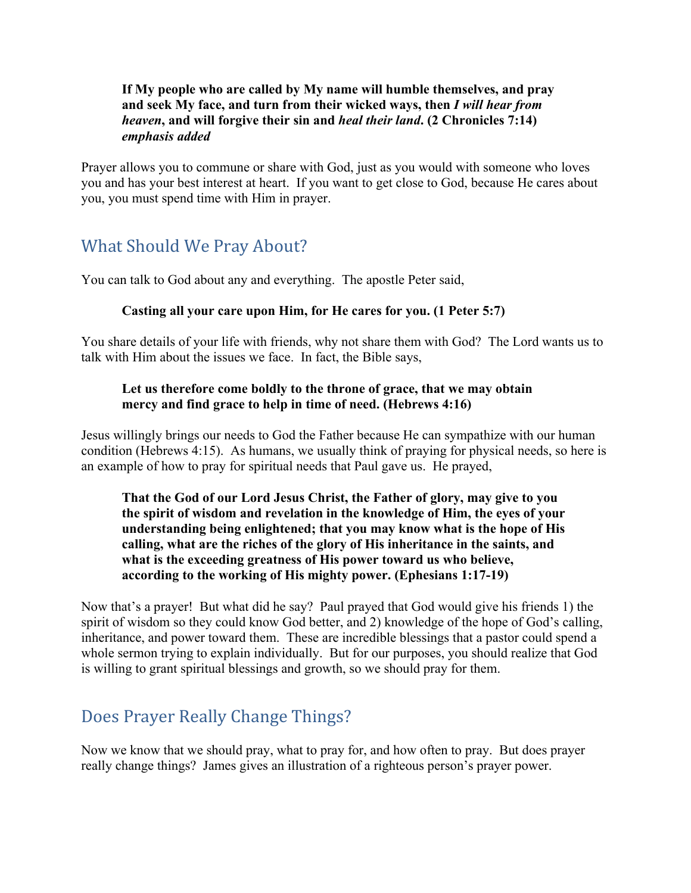> **If My people who are called by My name will humble themselves, and pray and seek My face, and turn from their wicked ways, then *I will hear from heaven*, and will forgive their sin and *heal their land*. (2 Chronicles 7:14) *emphasis added***

Prayer allows you to commune or share with God, just as you would with someone who loves you and has your best interest at heart. If you want to get close to God, because He cares about you, you must spend time with Him in prayer.

## What Should We Pray About?

You can talk to God about any and everything. The apostle Peter said,

> **Casting all your care upon Him, for He cares for you. (1 Peter 5:7)**

You share details of your life with friends, why not share them with God? The Lord wants us to talk with Him about the issues we face. In fact, the Bible says,

> **Let us therefore come boldly to the throne of grace, that we may obtain mercy and find grace to help in time of need. (Hebrews 4:16)**

Jesus willingly brings our needs to God the Father because He can sympathize with our human condition (Hebrews 4:15). As humans, we usually think of praying for physical needs, so here is an example of how to pray for spiritual needs that Paul gave us. He prayed,

> **That the God of our Lord Jesus Christ, the Father of glory, may give to you the spirit of wisdom and revelation in the knowledge of Him, the eyes of your understanding being enlightened; that you may know what is the hope of His calling, what are the riches of the glory of His inheritance in the saints, and what is the exceeding greatness of His power toward us who believe, according to the working of His mighty power. (Ephesians 1:17-19)**

Now that's a prayer! But what did he say? Paul prayed that God would give his friends 1) the spirit of wisdom so they could know God better, and 2) knowledge of the hope of God's calling, inheritance, and power toward them. These are incredible blessings that a pastor could spend a whole sermon trying to explain individually. But for our purposes, you should realize that God is willing to grant spiritual blessings and growth, so we should pray for them.

## Does Prayer Really Change Things?

Now we know that we should pray, what to pray for, and how often to pray. But does prayer really change things? James gives an illustration of a righteous person's prayer power.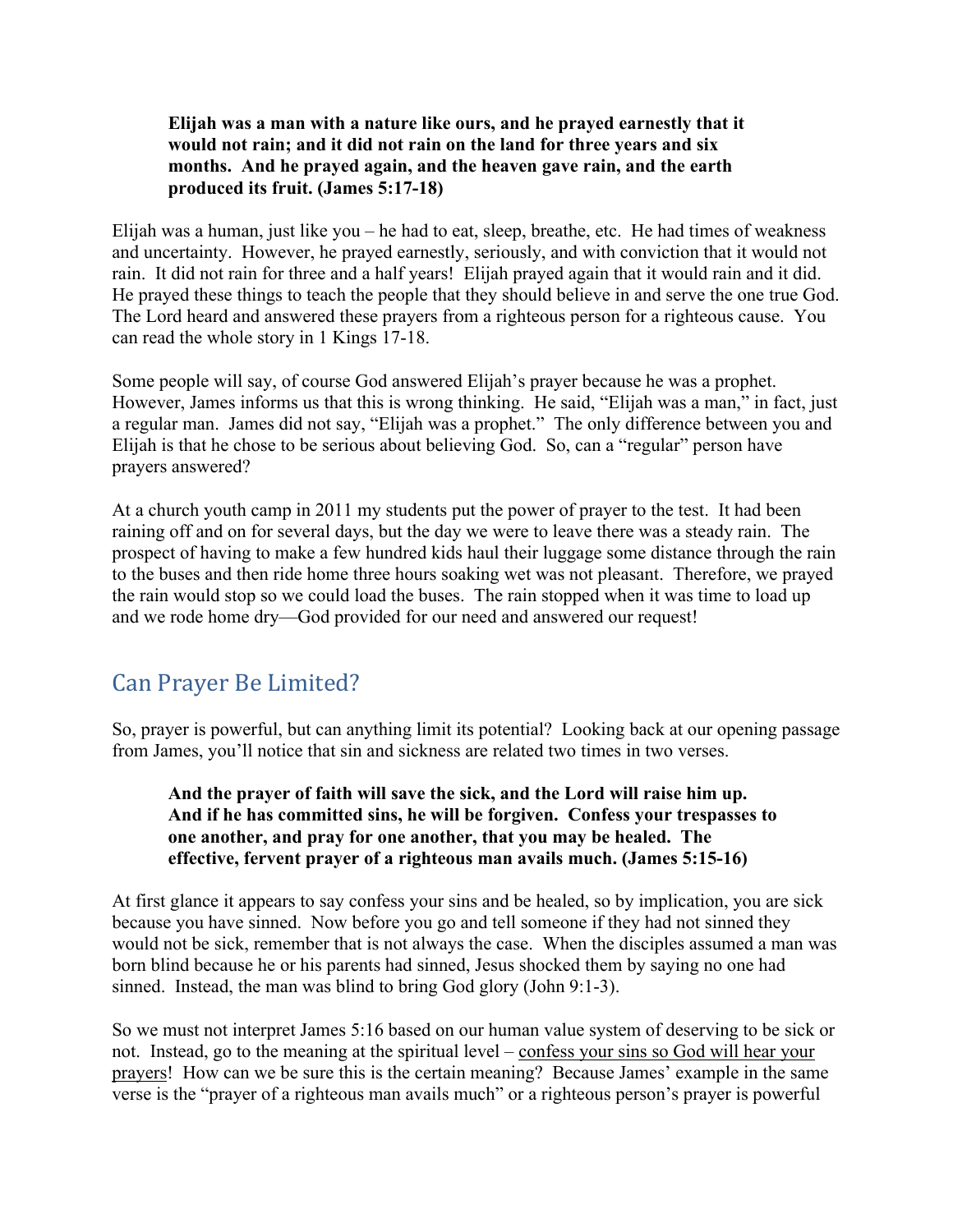> **Elijah was a man with a nature like ours, and he prayed earnestly that it would not rain; and it did not rain on the land for three years and six months. And he prayed again, and the heaven gave rain, and the earth produced its fruit. (James 5:17-18)**

Elijah was a human, just like you – he had to eat, sleep, breathe, etc. He had times of weakness and uncertainty. However, he prayed earnestly, seriously, and with conviction that it would not rain. It did not rain for three and a half years! Elijah prayed again that it would rain and it did. He prayed these things to teach the people that they should believe in and serve the one true God. The Lord heard and answered these prayers from a righteous person for a righteous cause. You can read the whole story in 1 Kings 17-18.

Some people will say, of course God answered Elijah's prayer because he was a prophet. However, James informs us that this is wrong thinking. He said, "Elijah was a man," in fact, just a regular man. James did not say, "Elijah was a prophet." The only difference between you and Elijah is that he chose to be serious about believing God. So, can a "regular" person have prayers answered?

At a church youth camp in 2011 my students put the power of prayer to the test. It had been raining off and on for several days, but the day we were to leave there was a steady rain. The prospect of having to make a few hundred kids haul their luggage some distance through the rain to the buses and then ride home three hours soaking wet was not pleasant. Therefore, we prayed the rain would stop so we could load the buses. The rain stopped when it was time to load up and we rode home dry—God provided for our need and answered our request!

## Can Prayer Be Limited?

So, prayer is powerful, but can anything limit its potential? Looking back at our opening passage from James, you'll notice that sin and sickness are related two times in two verses.

> **And the prayer of faith will save the sick, and the Lord will raise him up. And if he has committed sins, he will be forgiven. Confess your trespasses to one another, and pray for one another, that you may be healed. The effective, fervent prayer of a righteous man avails much. (James 5:15-16)**

At first glance it appears to say confess your sins and be healed, so by implication, you are sick because you have sinned. Now before you go and tell someone if they had not sinned they would not be sick, remember that is not always the case. When the disciples assumed a man was born blind because he or his parents had sinned, Jesus shocked them by saying no one had sinned. Instead, the man was blind to bring God glory (John 9:1-3).

So we must not interpret James 5:16 based on our human value system of deserving to be sick or not. Instead, go to the meaning at the spiritual level – <u>confess your sins so God will hear your prayers</u>! How can we be sure this is the certain meaning? Because James' example in the same verse is the "prayer of a righteous man avails much" or a righteous person's prayer is powerful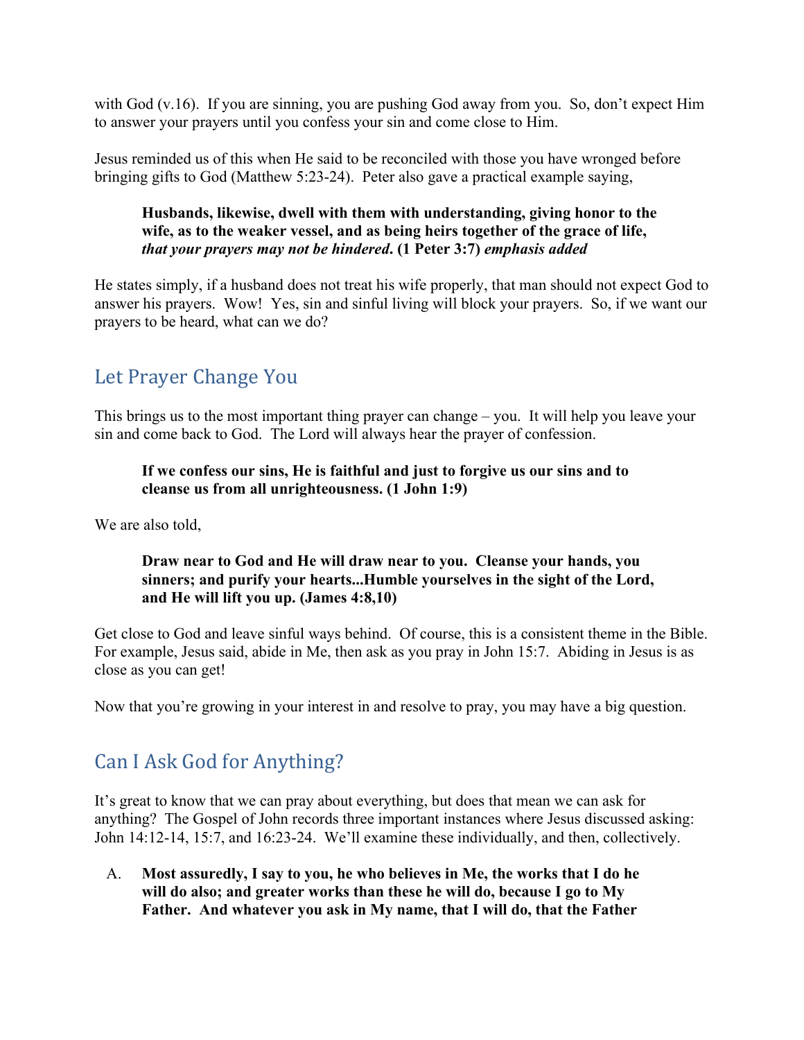with God (v.16). If you are sinning, you are pushing God away from you. So, don't expect Him to answer your prayers until you confess your sin and come close to Him.

Jesus reminded us of this when He said to be reconciled with those you have wronged before bringing gifts to God (Matthew 5:23-24). Peter also gave a practical example saying,

> **Husbands, likewise, dwell with them with understanding, giving honor to the wife, as to the weaker vessel, and as being heirs together of the grace of life, *that your prayers may not be hindered*. (1 Peter 3:7) *emphasis added***

He states simply, if a husband does not treat his wife properly, that man should not expect God to answer his prayers. Wow! Yes, sin and sinful living will block your prayers. So, if we want our prayers to be heard, what can we do?

## Let Prayer Change You

This brings us to the most important thing prayer can change – you. It will help you leave your sin and come back to God. The Lord will always hear the prayer of confession.

> **If we confess our sins, He is faithful and just to forgive us our sins and to cleanse us from all unrighteousness. (1 John 1:9)**

We are also told,

> **Draw near to God and He will draw near to you. Cleanse your hands, you sinners; and purify your hearts...Humble yourselves in the sight of the Lord, and He will lift you up. (James 4:8,10)**

Get close to God and leave sinful ways behind. Of course, this is a consistent theme in the Bible. For example, Jesus said, abide in Me, then ask as you pray in John 15:7. Abiding in Jesus is as close as you can get!

Now that you're growing in your interest in and resolve to pray, you may have a big question.

## Can I Ask God for Anything?

It's great to know that we can pray about everything, but does that mean we can ask for anything? The Gospel of John records three important instances where Jesus discussed asking: John 14:12-14, 15:7, and 16:23-24. We'll examine these individually, and then, collectively.

A. **Most assuredly, I say to you, he who believes in Me, the works that I do he will do also; and greater works than these he will do, because I go to My Father. And whatever you ask in My name, that I will do, that the Father**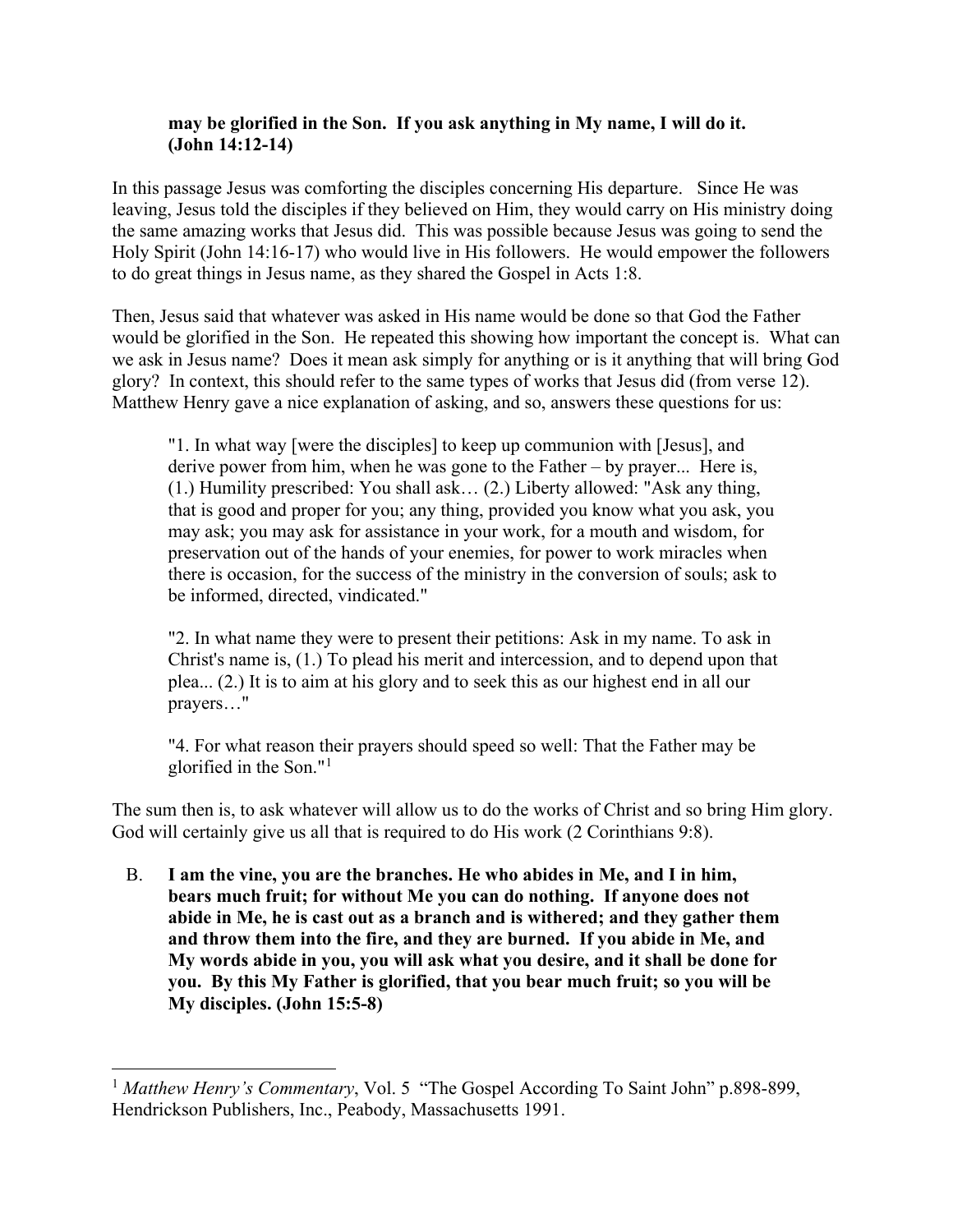**may be glorified in the Son. If you ask anything in My name, I will do it. (John 14:12-14)**

In this passage Jesus was comforting the disciples concerning His departure. Since He was leaving, Jesus told the disciples if they believed on Him, they would carry on His ministry doing the same amazing works that Jesus did. This was possible because Jesus was going to send the Holy Spirit (John 14:16-17) who would live in His followers. He would empower the followers to do great things in Jesus name, as they shared the Gospel in Acts 1:8.

Then, Jesus said that whatever was asked in His name would be done so that God the Father would be glorified in the Son. He repeated this showing how important the concept is. What can we ask in Jesus name? Does it mean ask simply for anything or is it anything that will bring God glory? In context, this should refer to the same types of works that Jesus did (from verse 12). Matthew Henry gave a nice explanation of asking, and so, answers these questions for us:

> "1. In what way [were the disciples] to keep up communion with [Jesus], and derive power from him, when he was gone to the Father – by prayer... Here is, (1.) Humility prescribed: You shall ask… (2.) Liberty allowed: "Ask any thing, that is good and proper for you; any thing, provided you know what you ask, you may ask; you may ask for assistance in your work, for a mouth and wisdom, for preservation out of the hands of your enemies, for power to work miracles when there is occasion, for the success of the ministry in the conversion of souls; ask to be informed, directed, vindicated."
>
> "2. In what name they were to present their petitions: Ask in my name. To ask in Christ's name is, (1.) To plead his merit and intercession, and to depend upon that plea... (2.) It is to aim at his glory and to seek this as our highest end in all our prayers…"
>
> "4. For what reason their prayers should speed so well: That the Father may be glorified in the Son."[1]

The sum then is, to ask whatever will allow us to do the works of Christ and so bring Him glory. God will certainly give us all that is required to do His work (2 Corinthians 9:8).

B. **I am the vine, you are the branches. He who abides in Me, and I in him, bears much fruit; for without Me you can do nothing. If anyone does not abide in Me, he is cast out as a branch and is withered; and they gather them and throw them into the fire, and they are burned. If you abide in Me, and My words abide in you, you will ask what you desire, and it shall be done for you. By this My Father is glorified, that you bear much fruit; so you will be My disciples. (John 15:5-8)**

---

[1] *Matthew Henry's Commentary*, Vol. 5 "The Gospel According To Saint John" p.898-899, Hendrickson Publishers, Inc., Peabody, Massachusetts 1991.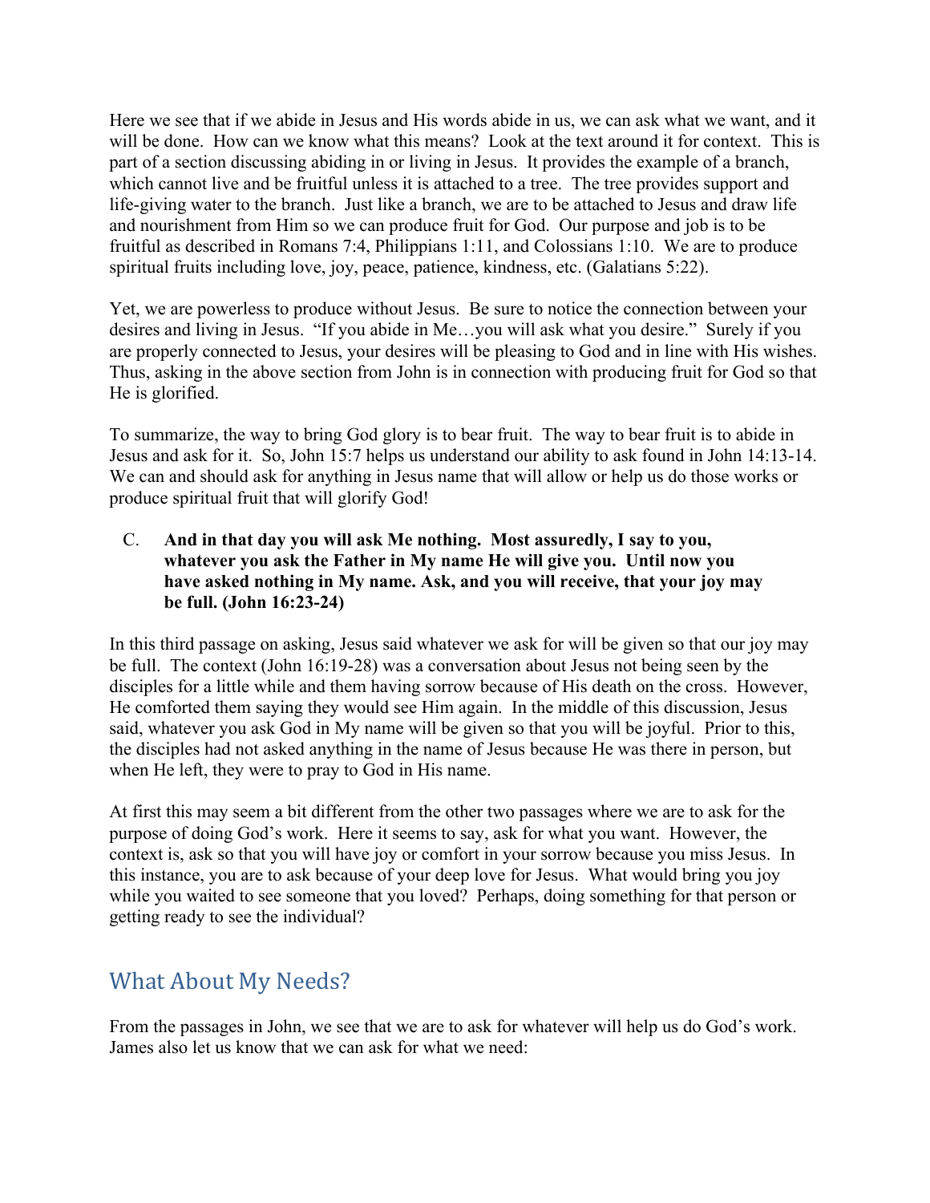Here we see that if we abide in Jesus and His words abide in us, we can ask what we want, and it will be done. How can we know what this means? Look at the text around it for context. This is part of a section discussing abiding in or living in Jesus. It provides the example of a branch, which cannot live and be fruitful unless it is attached to a tree. The tree provides support and life-giving water to the branch. Just like a branch, we are to be attached to Jesus and draw life and nourishment from Him so we can produce fruit for God. Our purpose and job is to be fruitful as described in Romans 7:4, Philippians 1:11, and Colossians 1:10. We are to produce spiritual fruits including love, joy, peace, patience, kindness, etc. (Galatians 5:22).

Yet, we are powerless to produce without Jesus. Be sure to notice the connection between your desires and living in Jesus. "If you abide in Me…you will ask what you desire." Surely if you are properly connected to Jesus, your desires will be pleasing to God and in line with His wishes. Thus, asking in the above section from John is in connection with producing fruit for God so that He is glorified.

To summarize, the way to bring God glory is to bear fruit. The way to bear fruit is to abide in Jesus and ask for it. So, John 15:7 helps us understand our ability to ask found in John 14:13-14. We can and should ask for anything in Jesus name that will allow or help us do those works or produce spiritual fruit that will glorify God!

C. **And in that day you will ask Me nothing. Most assuredly, I say to you, whatever you ask the Father in My name He will give you. Until now you have asked nothing in My name. Ask, and you will receive, that your joy may be full. (John 16:23-24)**

In this third passage on asking, Jesus said whatever we ask for will be given so that our joy may be full. The context (John 16:19-28) was a conversation about Jesus not being seen by the disciples for a little while and them having sorrow because of His death on the cross. However, He comforted them saying they would see Him again. In the middle of this discussion, Jesus said, whatever you ask God in My name will be given so that you will be joyful. Prior to this, the disciples had not asked anything in the name of Jesus because He was there in person, but when He left, they were to pray to God in His name.

At first this may seem a bit different from the other two passages where we are to ask for the purpose of doing God's work. Here it seems to say, ask for what you want. However, the context is, ask so that you will have joy or comfort in your sorrow because you miss Jesus. In this instance, you are to ask because of your deep love for Jesus. What would bring you joy while you waited to see someone that you loved? Perhaps, doing something for that person or getting ready to see the individual?

## What About My Needs?

From the passages in John, we see that we are to ask for whatever will help us do God's work. James also let us know that we can ask for what we need: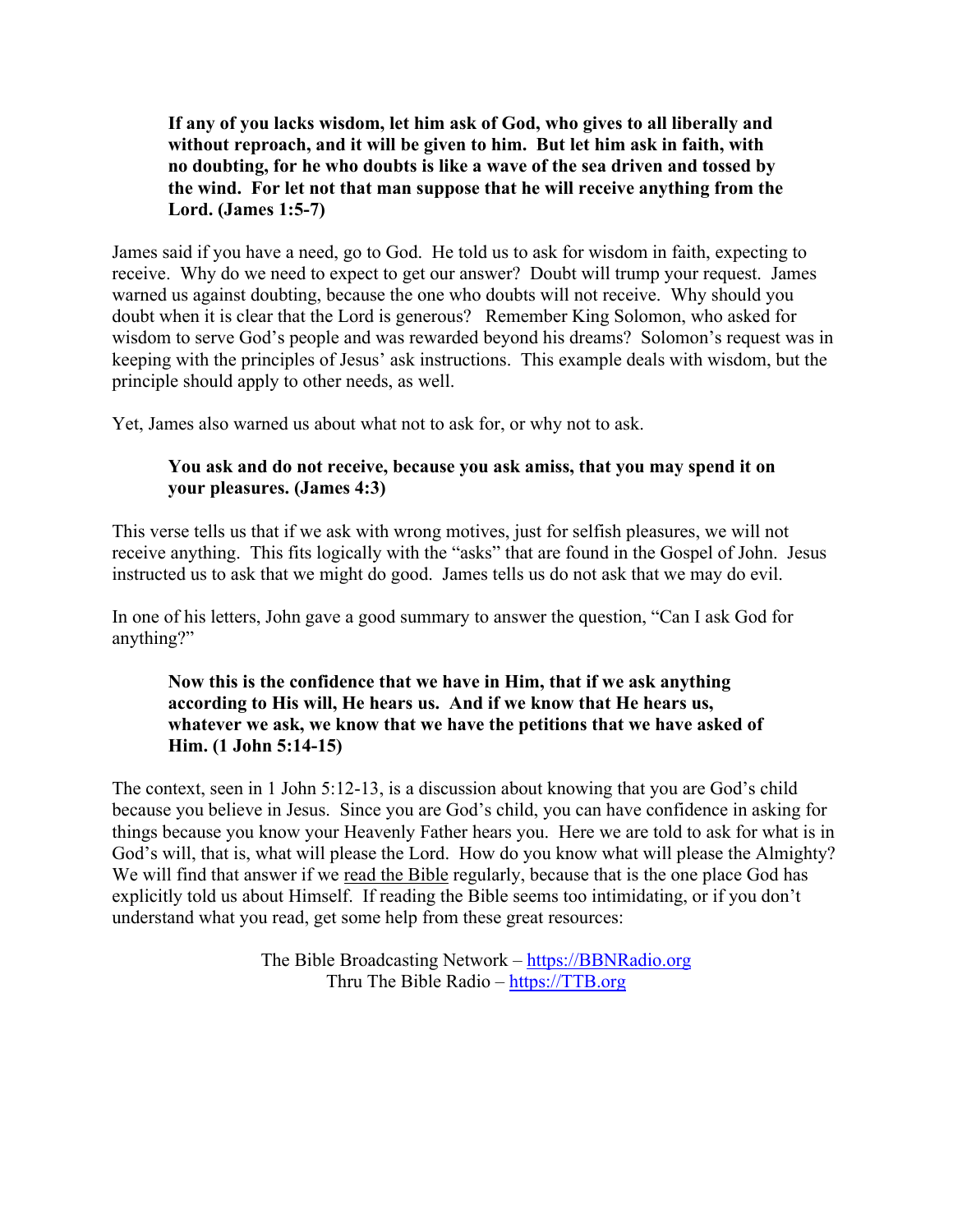> **If any of you lacks wisdom, let him ask of God, who gives to all liberally and without reproach, and it will be given to him. But let him ask in faith, with no doubting, for he who doubts is like a wave of the sea driven and tossed by the wind. For let not that man suppose that he will receive anything from the Lord. (James 1:5-7)**

James said if you have a need, go to God. He told us to ask for wisdom in faith, expecting to receive. Why do we need to expect to get our answer? Doubt will trump your request. James warned us against doubting, because the one who doubts will not receive. Why should you doubt when it is clear that the Lord is generous? Remember King Solomon, who asked for wisdom to serve God's people and was rewarded beyond his dreams? Solomon's request was in keeping with the principles of Jesus' ask instructions. This example deals with wisdom, but the principle should apply to other needs, as well.

Yet, James also warned us about what not to ask for, or why not to ask.

> **You ask and do not receive, because you ask amiss, that you may spend it on your pleasures. (James 4:3)**

This verse tells us that if we ask with wrong motives, just for selfish pleasures, we will not receive anything. This fits logically with the "asks" that are found in the Gospel of John. Jesus instructed us to ask that we might do good. James tells us do not ask that we may do evil.

In one of his letters, John gave a good summary to answer the question, "Can I ask God for anything?"

> **Now this is the confidence that we have in Him, that if we ask anything according to His will, He hears us. And if we know that He hears us, whatever we ask, we know that we have the petitions that we have asked of Him. (1 John 5:14-15)**

The context, seen in 1 John 5:12-13, is a discussion about knowing that you are God's child because you believe in Jesus. Since you are God's child, you can have confidence in asking for things because you know your Heavenly Father hears you. Here we are told to ask for what is in God's will, that is, what will please the Lord. How do you know what will please the Almighty? We will find that answer if we read the Bible regularly, because that is the one place God has explicitly told us about Himself. If reading the Bible seems too intimidating, or if you don't understand what you read, get some help from these great resources:

The Bible Broadcasting Network – https://BBNRadio.org
Thru The Bible Radio – https://TTB.org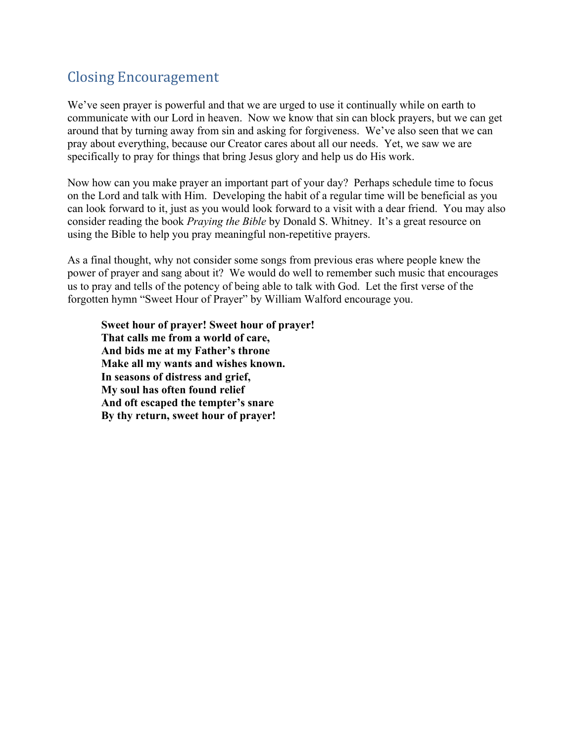## Closing Encouragement

We've seen prayer is powerful and that we are urged to use it continually while on earth to communicate with our Lord in heaven. Now we know that sin can block prayers, but we can get around that by turning away from sin and asking for forgiveness. We've also seen that we can pray about everything, because our Creator cares about all our needs. Yet, we saw we are specifically to pray for things that bring Jesus glory and help us do His work.

Now how can you make prayer an important part of your day? Perhaps schedule time to focus on the Lord and talk with Him. Developing the habit of a regular time will be beneficial as you can look forward to it, just as you would look forward to a visit with a dear friend. You may also consider reading the book *Praying the Bible* by Donald S. Whitney. It's a great resource on using the Bible to help you pray meaningful non-repetitive prayers.

As a final thought, why not consider some songs from previous eras where people knew the power of prayer and sang about it? We would do well to remember such music that encourages us to pray and tells of the potency of being able to talk with God. Let the first verse of the forgotten hymn "Sweet Hour of Prayer" by William Walford encourage you.

> **Sweet hour of prayer! Sweet hour of prayer!**
> **That calls me from a world of care,**
> **And bids me at my Father's throne**
> **Make all my wants and wishes known.**
> **In seasons of distress and grief,**
> **My soul has often found relief**
> **And oft escaped the tempter's snare**
> **By thy return, sweet hour of prayer!**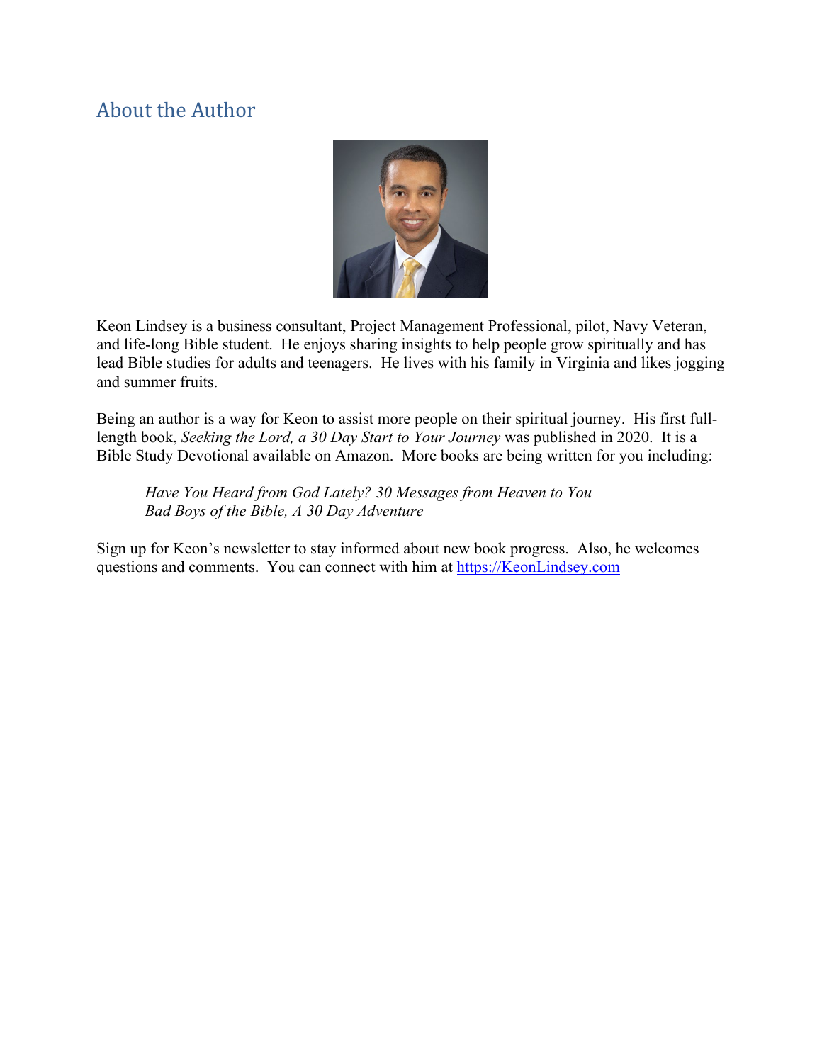## About the Author

Keon Lindsey is a business consultant, Project Management Professional, pilot, Navy Veteran, and life-long Bible student. He enjoys sharing insights to help people grow spiritually and has lead Bible studies for adults and teenagers. He lives with his family in Virginia and likes jogging and summer fruits.

Being an author is a way for Keon to assist more people on their spiritual journey. His first full-length book, *Seeking the Lord, a 30 Day Start to Your Journey* was published in 2020. It is a Bible Study Devotional available on Amazon. More books are being written for you including:

> *Have You Heard from God Lately? 30 Messages from Heaven to You*
> *Bad Boys of the Bible, A 30 Day Adventure*

Sign up for Keon's newsletter to stay informed about new book progress. Also, he welcomes questions and comments. You can connect with him at [https://KeonLindsey.com](https://KeonLindsey.com)